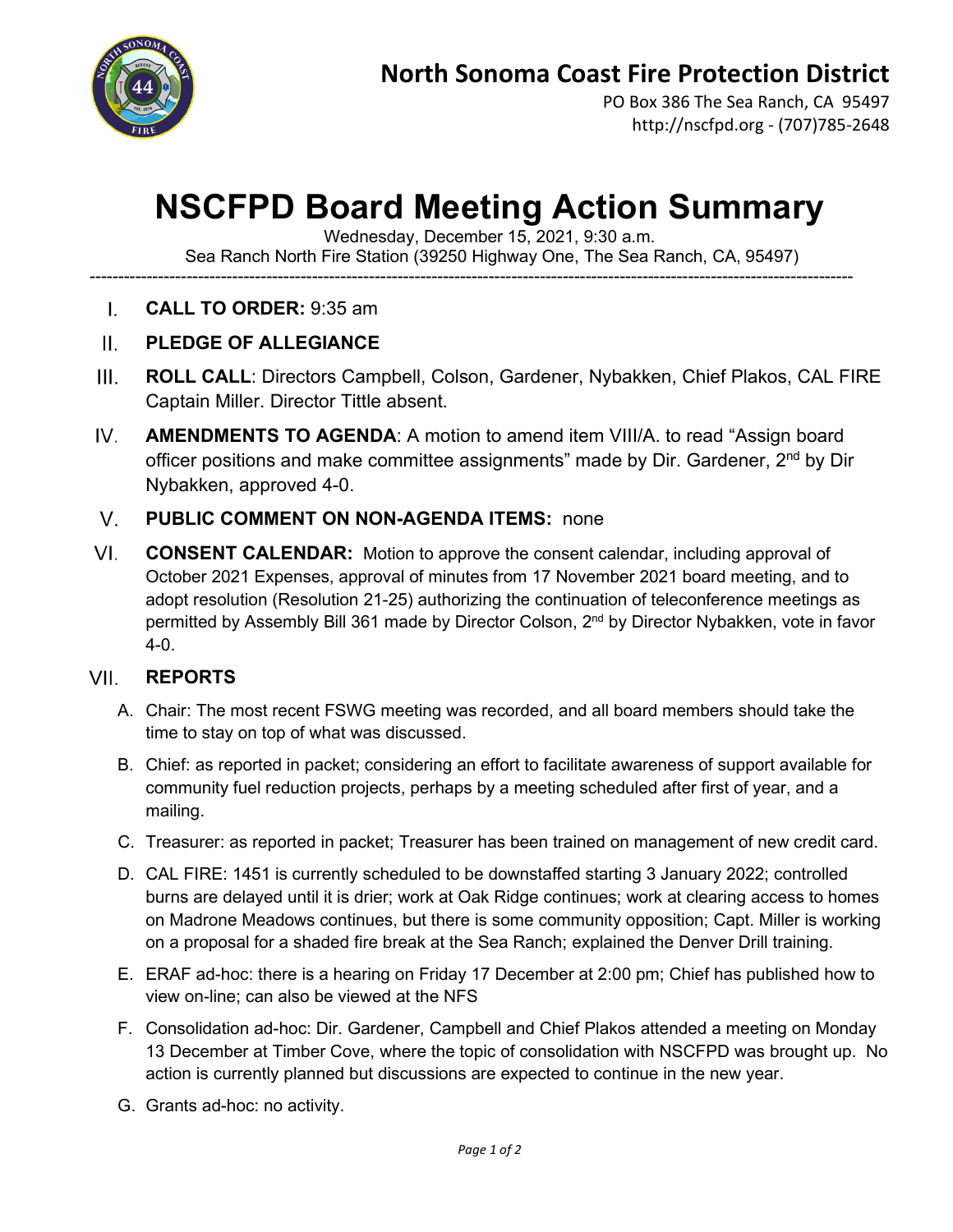# North Sonoma Coast Fire Protection District

PO Box 386 The Sea Ranch, CA 95497
http://nscfpd.org - (707)785-2648

# NSCFPD Board Meeting Action Summary

Wednesday, December 15, 2021, 9:30 a.m.
Sea Ranch North Fire Station (39250 Highway One, The Sea Ranch, CA, 95497)

---

I. **CALL TO ORDER:** 9:35 am

II. **PLEDGE OF ALLEGIANCE**

III. **ROLL CALL**: Directors Campbell, Colson, Gardener, Nybakken, Chief Plakos, CAL FIRE Captain Miller. Director Tittle absent.

IV. **AMENDMENTS TO AGENDA**: A motion to amend item VIII/A. to read "Assign board officer positions and make committee assignments" made by Dir. Gardener, 2nd by Dir Nybakken, approved 4-0.

V. **PUBLIC COMMENT ON NON-AGENDA ITEMS:** none

VI. **CONSENT CALENDAR:** Motion to approve the consent calendar, including approval of October 2021 Expenses, approval of minutes from 17 November 2021 board meeting, and to adopt resolution (Resolution 21-25) authorizing the continuation of teleconference meetings as permitted by Assembly Bill 361 made by Director Colson, 2nd by Director Nybakken, vote in favor 4-0.

VII. **REPORTS**

A. Chair: The most recent FSWG meeting was recorded, and all board members should take the time to stay on top of what was discussed.

B. Chief: as reported in packet; considering an effort to facilitate awareness of support available for community fuel reduction projects, perhaps by a meeting scheduled after first of year, and a mailing.

C. Treasurer: as reported in packet; Treasurer has been trained on management of new credit card.

D. CAL FIRE: 1451 is currently scheduled to be downstaffed starting 3 January 2022; controlled burns are delayed until it is drier; work at Oak Ridge continues; work at clearing access to homes on Madrone Meadows continues, but there is some community opposition; Capt. Miller is working on a proposal for a shaded fire break at the Sea Ranch; explained the Denver Drill training.

E. ERAF ad-hoc: there is a hearing on Friday 17 December at 2:00 pm; Chief has published how to view on-line; can also be viewed at the NFS

F. Consolidation ad-hoc: Dir. Gardener, Campbell and Chief Plakos attended a meeting on Monday 13 December at Timber Cove, where the topic of consolidation with NSCFPD was brought up. No action is currently planned but discussions are expected to continue in the new year.

G. Grants ad-hoc: no activity.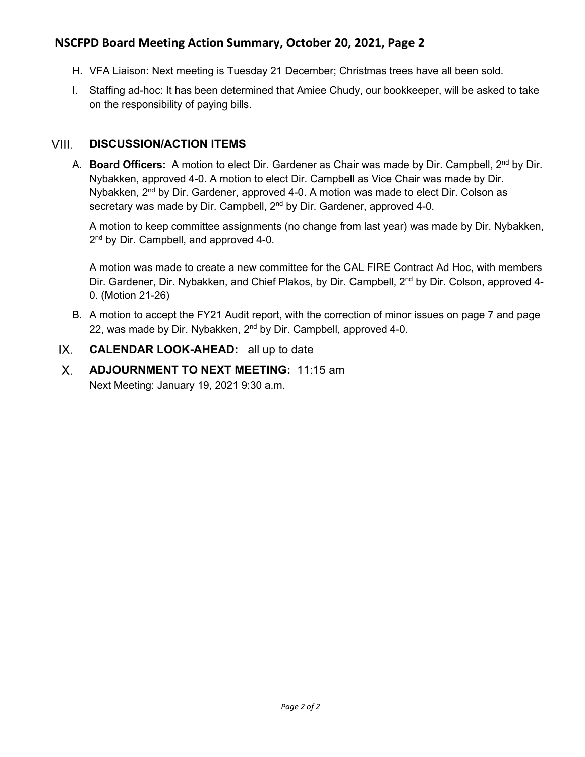H. VFA Liaison: Next meeting is Tuesday 21 December; Christmas trees have all been sold.

I. Staffing ad-hoc: It has been determined that Amiee Chudy, our bookkeeper, will be asked to take on the responsibility of paying bills.

## VIII. DISCUSSION/ACTION ITEMS

A. **Board Officers:** A motion to elect Dir. Gardener as Chair was made by Dir. Campbell, 2nd by Dir. Nybakken, approved 4-0. A motion to elect Dir. Campbell as Vice Chair was made by Dir. Nybakken, 2nd by Dir. Gardener, approved 4-0. A motion was made to elect Dir. Colson as secretary was made by Dir. Campbell, 2nd by Dir. Gardener, approved 4-0.

A motion to keep committee assignments (no change from last year) was made by Dir. Nybakken, 2nd by Dir. Campbell, and approved 4-0.

A motion was made to create a new committee for the CAL FIRE Contract Ad Hoc, with members Dir. Gardener, Dir. Nybakken, and Chief Plakos, by Dir. Campbell, 2nd by Dir. Colson, approved 4-0. (Motion 21-26)

B. A motion to accept the FY21 Audit report, with the correction of minor issues on page 7 and page 22, was made by Dir. Nybakken, 2nd by Dir. Campbell, approved 4-0.

## IX. CALENDAR LOOK-AHEAD: all up to date

## X. ADJOURNMENT TO NEXT MEETING: 11:15 am

Next Meeting: January 19, 2021 9:30 a.m.